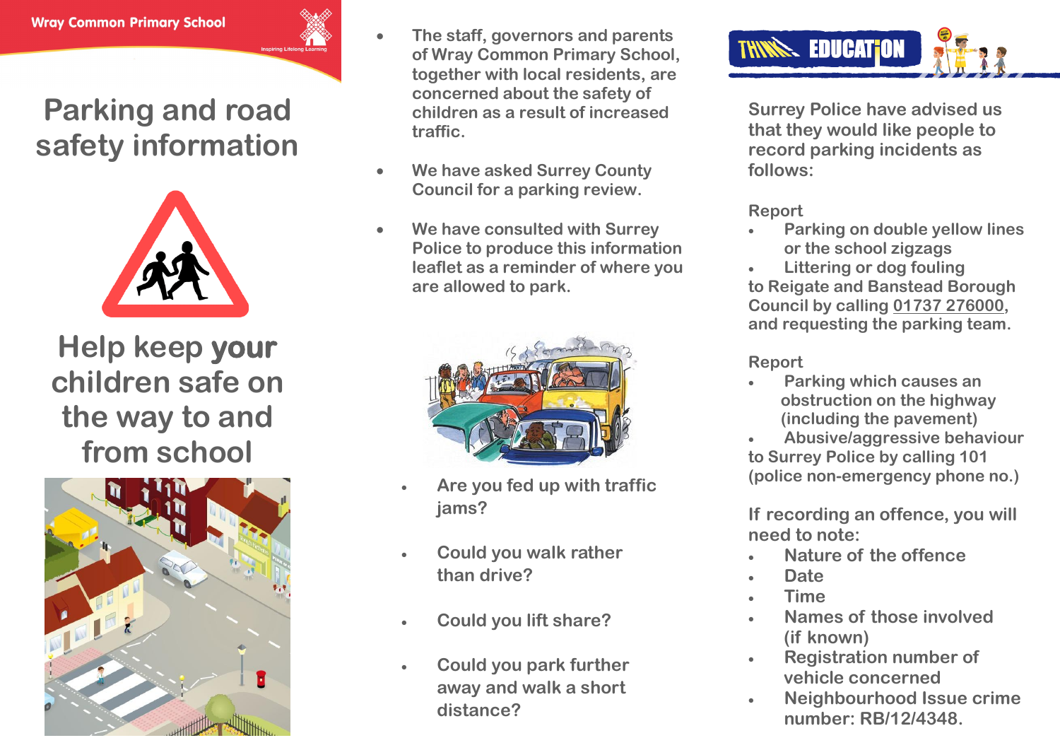Wray Common Primary School

Inspiring Lifelong Learning

# Parking and road safety information

## Help keep your children safe on the way to and from school

- The staff, governors and parents of Wray Common Primary School, together with local residents, are concerned about the safety of children as a result of increased traffic.
- We have asked Surrey County Council for a parking review.
- We have consulted with Surrey Police to produce this information leaflet as a reminder of where you are allowed to park.

- Are you fed up with traffic jams?
- Could you walk rather than drive?
- Could you lift share?
- Could you park further away and walk a short distance?

THINK! EDUCATION

Surrey Police have advised us that they would like people to record parking incidents as follows:

Report
- Parking on double yellow lines or the school zigzags
- Littering or dog fouling

to Reigate and Banstead Borough Council by calling 01737 276000, and requesting the parking team.

Report
- Parking which causes an obstruction on the highway (including the pavement)
- Abusive/aggressive behaviour

to Surrey Police by calling 101 (police non-emergency phone no.)

If recording an offence, you will need to note:
- Nature of the offence
- Date
- Time
- Names of those involved (if known)
- Registration number of vehicle concerned
- Neighbourhood Issue crime number: RB/12/4348.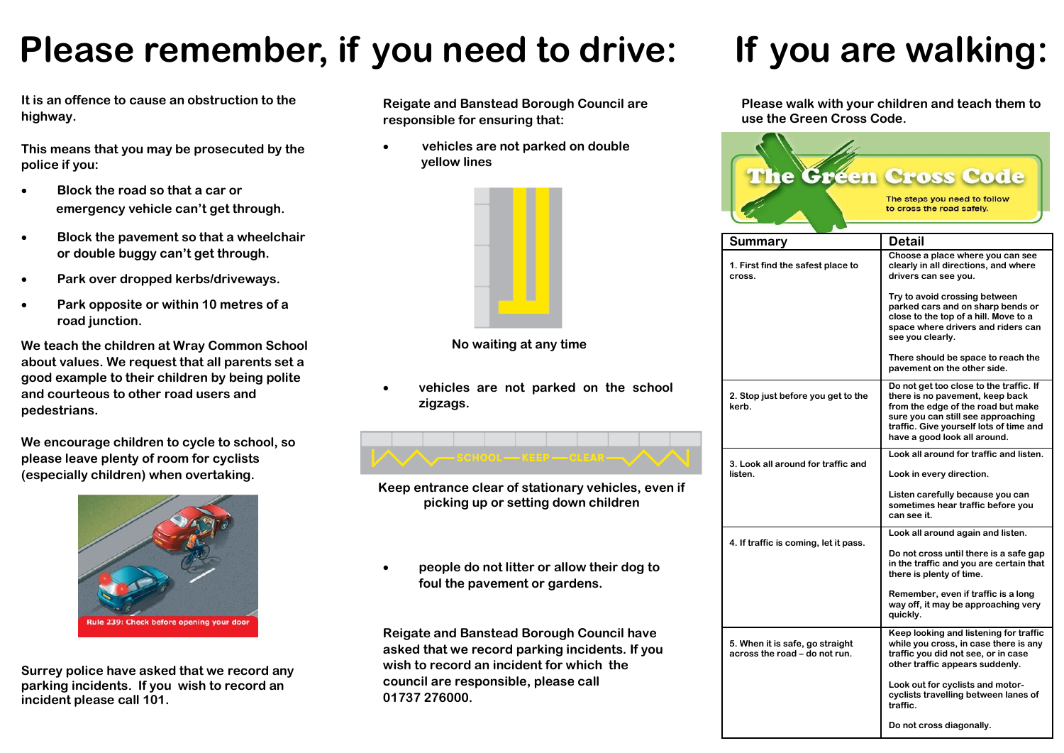# Please remember, if you need to drive:

It is an offence to cause an obstruction to the highway.

This means that you may be prosecuted by the police if you:

- Block the road so that a car or emergency vehicle can't get through.
- Block the pavement so that a wheelchair or double buggy can't get through.
- Park over dropped kerbs/driveways.
- Park opposite or within 10 metres of a road junction.

We teach the children at Wray Common School about values. We request that all parents set a good example to their children by being polite and courteous to other road users and pedestrians.

We encourage children to cycle to school, so please leave plenty of room for cyclists (especially children) when overtaking.

Rule 239: Check before opening your door

Surrey police have asked that we record any parking incidents. If you wish to record an incident please call 101.

Reigate and Banstead Borough Council are responsible for ensuring that:

- vehicles are not parked on double yellow lines

No waiting at any time

- vehicles are not parked on the school zigzags.

SCHOOL — KEEP — CLEAR

Keep entrance clear of stationary vehicles, even if picking up or setting down children

- people do not litter or allow their dog to foul the pavement or gardens.

Reigate and Banstead Borough Council have asked that we record parking incidents. If you wish to record an incident for which the council are responsible, please call 01737 276000.

# If you are walking:

Please walk with your children and teach them to use the Green Cross Code.

## The Green Cross Code

The steps you need to follow to cross the road safely.

| Summary | Detail |
| --- | --- |
| 1. First find the safest place to cross. | Choose a place where you can see clearly in all directions, and where drivers can see you.<br><br>Try to avoid crossing between parked cars and on sharp bends or close to the top of a hill. Move to a space where drivers and riders can see you clearly.<br><br>There should be space to reach the pavement on the other side. |
| 2. Stop just before you get to the kerb. | Do not get too close to the traffic. If there is no pavement, keep back from the edge of the road but make sure you can still see approaching traffic. Give yourself lots of time and have a good look all around. |
| 3. Look all around for traffic and listen. | Look all around for traffic and listen.<br><br>Look in every direction.<br><br>Listen carefully because you can sometimes hear traffic before you can see it. |
| 4. If traffic is coming, let it pass. | Look all around again and listen.<br><br>Do not cross until there is a safe gap in the traffic and you are certain that there is plenty of time.<br><br>Remember, even if traffic is a long way off, it may be approaching very quickly. |
| 5. When it is safe, go straight across the road – do not run. | Keep looking and listening for traffic while you cross, in case there is any traffic you did not see, or in case other traffic appears suddenly.<br><br>Look out for cyclists and motor-cyclists travelling between lanes of traffic.<br><br>Do not cross diagonally. |